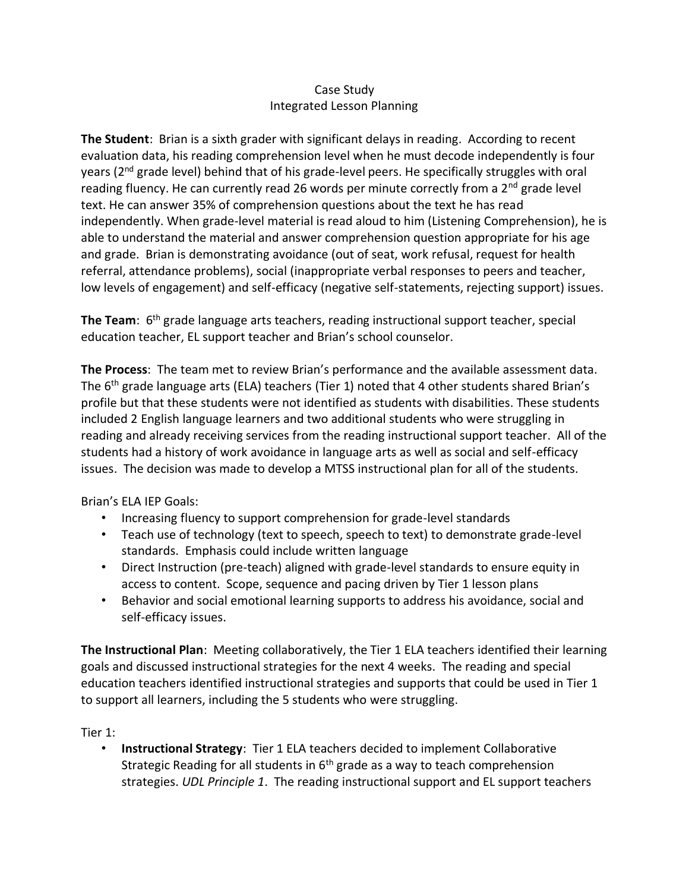# Case Study
## Integrated Lesson Planning

**The Student**: Brian is a sixth grader with significant delays in reading. According to recent evaluation data, his reading comprehension level when he must decode independently is four years (2nd grade level) behind that of his grade-level peers. He specifically struggles with oral reading fluency. He can currently read 26 words per minute correctly from a 2nd grade level text. He can answer 35% of comprehension questions about the text he has read independently. When grade-level material is read aloud to him (Listening Comprehension), he is able to understand the material and answer comprehension question appropriate for his age and grade. Brian is demonstrating avoidance (out of seat, work refusal, request for health referral, attendance problems), social (inappropriate verbal responses to peers and teacher, low levels of engagement) and self-efficacy (negative self-statements, rejecting support) issues.

**The Team**: 6th grade language arts teachers, reading instructional support teacher, special education teacher, EL support teacher and Brian's school counselor.

**The Process**: The team met to review Brian's performance and the available assessment data. The 6th grade language arts (ELA) teachers (Tier 1) noted that 4 other students shared Brian's profile but that these students were not identified as students with disabilities. These students included 2 English language learners and two additional students who were struggling in reading and already receiving services from the reading instructional support teacher. All of the students had a history of work avoidance in language arts as well as social and self-efficacy issues. The decision was made to develop a MTSS instructional plan for all of the students.

Brian's ELA IEP Goals:

- Increasing fluency to support comprehension for grade-level standards
- Teach use of technology (text to speech, speech to text) to demonstrate grade-level standards. Emphasis could include written language
- Direct Instruction (pre-teach) aligned with grade-level standards to ensure equity in access to content. Scope, sequence and pacing driven by Tier 1 lesson plans
- Behavior and social emotional learning supports to address his avoidance, social and self-efficacy issues.

**The Instructional Plan**: Meeting collaboratively, the Tier 1 ELA teachers identified their learning goals and discussed instructional strategies for the next 4 weeks. The reading and special education teachers identified instructional strategies and supports that could be used in Tier 1 to support all learners, including the 5 students who were struggling.

Tier 1:

- **Instructional Strategy**: Tier 1 ELA teachers decided to implement Collaborative Strategic Reading for all students in 6th grade as a way to teach comprehension strategies. *UDL Principle 1*. The reading instructional support and EL support teachers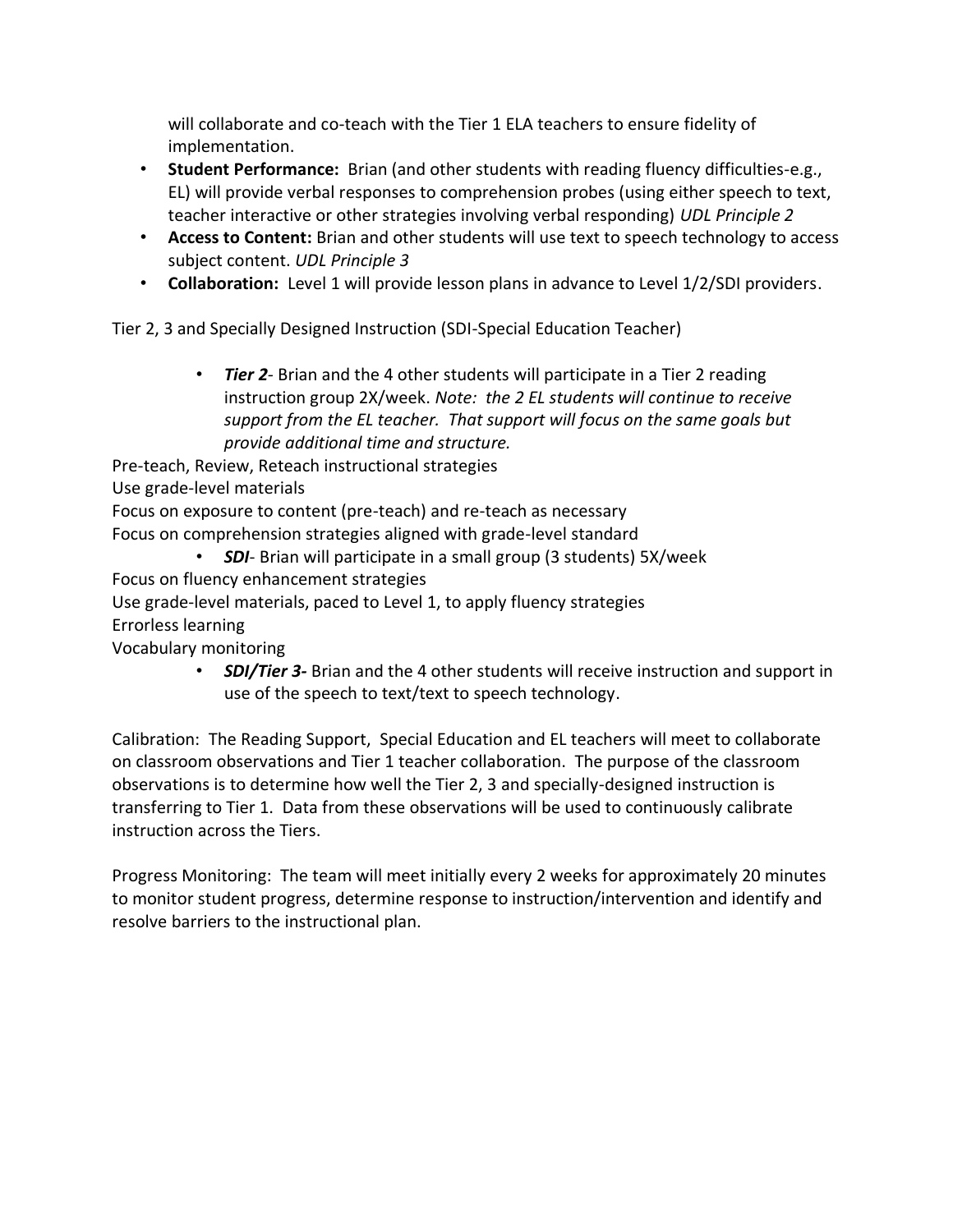will collaborate and co-teach with the Tier 1 ELA teachers to ensure fidelity of implementation.

- **Student Performance:** Brian (and other students with reading fluency difficulties-e.g., EL) will provide verbal responses to comprehension probes (using either speech to text, teacher interactive or other strategies involving verbal responding) *UDL Principle 2*
- **Access to Content:** Brian and other students will use text to speech technology to access subject content. *UDL Principle 3*
- **Collaboration:** Level 1 will provide lesson plans in advance to Level 1/2/SDI providers.

Tier 2, 3 and Specially Designed Instruction (SDI-Special Education Teacher)

- ***Tier 2***- Brian and the 4 other students will participate in a Tier 2 reading instruction group 2X/week. *Note: the 2 EL students will continue to receive support from the EL teacher. That support will focus on the same goals but provide additional time and structure.*

Pre-teach, Review, Reteach instructional strategies
Use grade-level materials
Focus on exposure to content (pre-teach) and re-teach as necessary
Focus on comprehension strategies aligned with grade-level standard

- ***SDI***- Brian will participate in a small group (3 students) 5X/week

Focus on fluency enhancement strategies
Use grade-level materials, paced to Level 1, to apply fluency strategies
Errorless learning
Vocabulary monitoring

- ***SDI/Tier 3-*** Brian and the 4 other students will receive instruction and support in use of the speech to text/text to speech technology.

Calibration: The Reading Support, Special Education and EL teachers will meet to collaborate on classroom observations and Tier 1 teacher collaboration. The purpose of the classroom observations is to determine how well the Tier 2, 3 and specially-designed instruction is transferring to Tier 1. Data from these observations will be used to continuously calibrate instruction across the Tiers.

Progress Monitoring: The team will meet initially every 2 weeks for approximately 20 minutes to monitor student progress, determine response to instruction/intervention and identify and resolve barriers to the instructional plan.